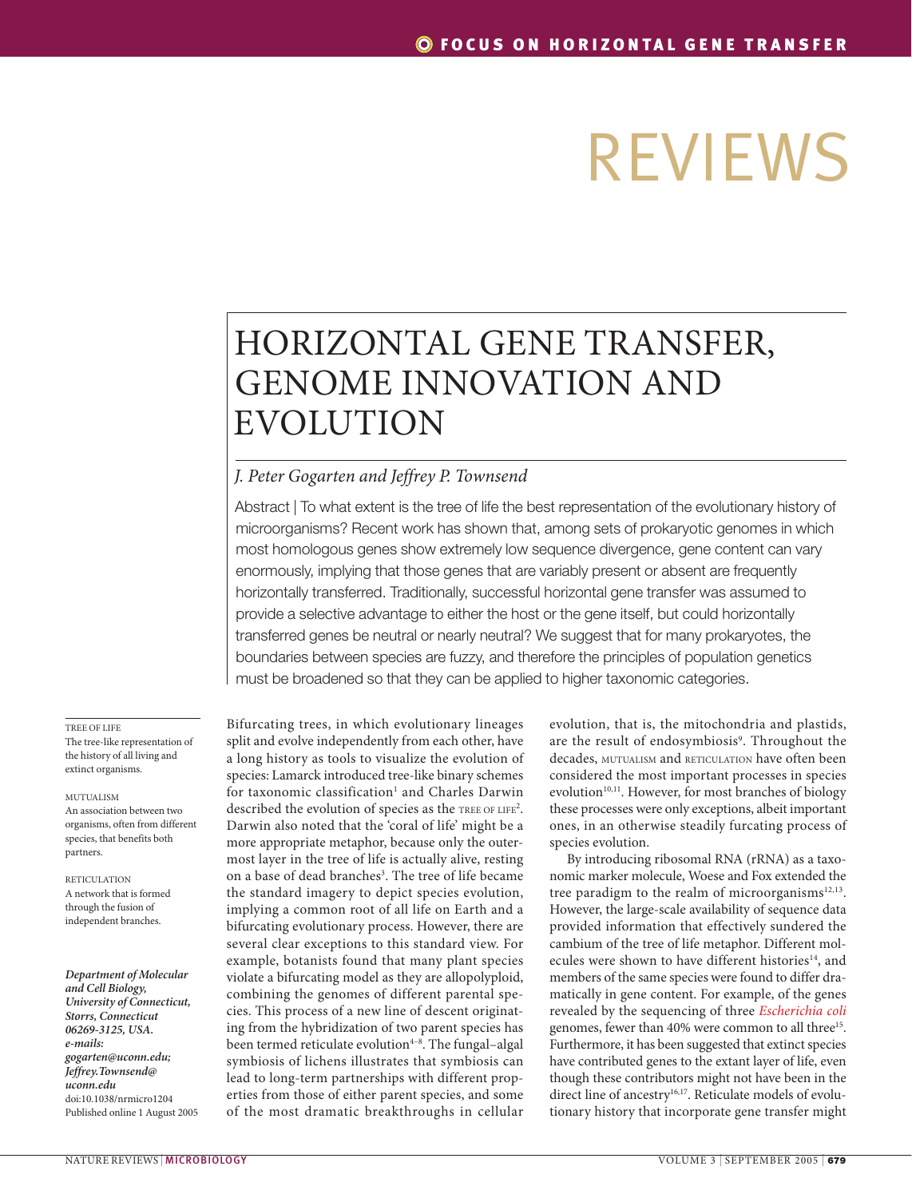# HORIZONTAL GENE TRANSFER, GENOME INNOVATION AND EVOLUTION

*J. Peter Gogarten and Jeffrey P. Townsend*

Abstract | To what extent is the tree of life the best representation of the evolutionary history of microorganisms? Recent work has shown that, among sets of prokaryotic genomes in which most homologous genes show extremely low sequence divergence, gene content can vary enormously, implying that those genes that are variably present or absent are frequently horizontally transferred. Traditionally, successful horizontal gene transfer was assumed to provide a selective advantage to either the host or the gene itself, but could horizontally transferred genes be neutral or nearly neutral? We suggest that for many prokaryotes, the boundaries between species are fuzzy, and therefore the principles of population genetics must be broadened so that they can be applied to higher taxonomic categories.

TREE OF LIFE
The tree-like representation of the history of all living and extinct organisms.

MUTUALISM
An association between two organisms, often from different species, that benefits both partners.

RETICULATION
A network that is formed through the fusion of independent branches.

***Department of Molecular and Cell Biology, University of Connecticut, Storrs, Connecticut 06269-3125, USA. e-mails: gogarten@uconn.edu; Jeffrey.Townsend@uconn.edu***
doi:10.1038/nrmicro1204
Published online 1 August 2005

Bifurcating trees, in which evolutionary lineages split and evolve independently from each other, have a long history as tools to visualize the evolution of species: Lamarck introduced tree-like binary schemes for taxonomic classification[1] and Charles Darwin described the evolution of species as the TREE OF LIFE[2]. Darwin also noted that the 'coral of life' might be a more appropriate metaphor, because only the outermost layer in the tree of life is actually alive, resting on a base of dead branches[3]. The tree of life became the standard imagery to depict species evolution, implying a common root of all life on Earth and a bifurcating evolutionary process. However, there are several clear exceptions to this standard view. For example, botanists found that many plant species violate a bifurcating model as they are allopolyploid, combining the genomes of different parental species. This process of a new line of descent originating from the hybridization of two parent species has been termed reticulate evolution[4–8]. The fungal–algal symbiosis of lichens illustrates that symbiosis can lead to long-term partnerships with different properties from those of either parent species, and some of the most dramatic breakthroughs in cellular evolution, that is, the mitochondria and plastids, are the result of endosymbiosis[9]. Throughout the decades, MUTUALISM and RETICULATION have often been considered the most important processes in species evolution[10,11]. However, for most branches of biology these processes were only exceptions, albeit important ones, in an otherwise steadily furcating process of species evolution.

By introducing ribosomal RNA (rRNA) as a taxonomic marker molecule, Woese and Fox extended the tree paradigm to the realm of microorganisms[12,13]. However, the large-scale availability of sequence data provided information that effectively sundered the cambium of the tree of life metaphor. Different molecules were shown to have different histories[14], and members of the same species were found to differ dramatically in gene content. For example, of the genes revealed by the sequencing of three *Escherichia coli* genomes, fewer than 40% were common to all three[15]. Furthermore, it has been suggested that extinct species have contributed genes to the extant layer of life, even though these contributors might not have been in the direct line of ancestry[16,17]. Reticulate models of evolutionary history that incorporate gene transfer might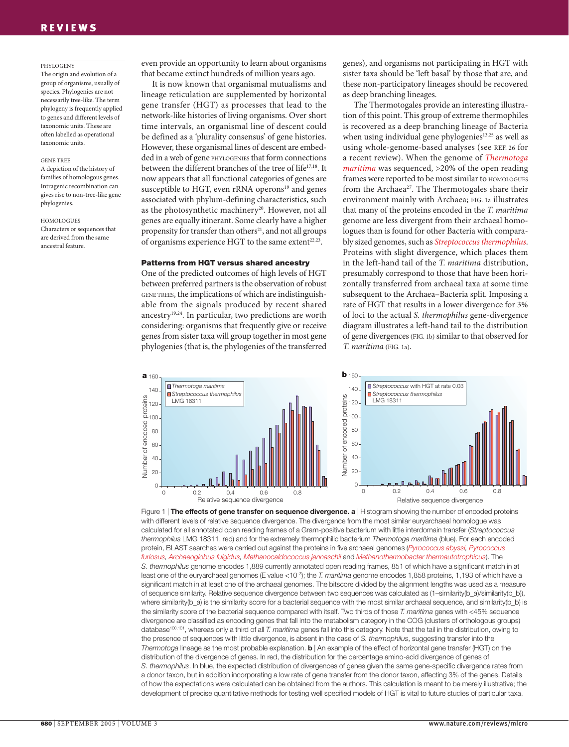PHYLOGENY
The origin and evolution of a group of organisms, usually of species. Phylogenies are not necessarily tree-like. The term phylogeny is frequently applied to genes and different levels of taxonomic units. These are often labelled as operational taxonomic units.

GENE TREE
A depiction of the history of families of homologous genes. Intragenic recombination can gives rise to non-tree-like gene phylogenies.

HOMOLOGUES
Characters or sequences that are derived from the same ancestral feature.

even provide an opportunity to learn about organisms that became extinct hundreds of million years ago.

It is now known that organismal mutualisms and lineage reticulation are supplemented by horizontal gene transfer (HGT) as processes that lead to the network-like histories of living organisms. Over short time intervals, an organismal line of descent could be defined as a 'plurality consensus' of gene histories. However, these organismal lines of descent are embedded in a web of gene PHYLOGENIES that form connections between the different branches of the tree of life[17,18]. It now appears that all functional categories of genes are susceptible to HGT, even rRNA operons[19] and genes associated with phylum-defining characteristics, such as the photosynthetic machinery[20]. However, not all genes are equally itinerant. Some clearly have a higher propensity for transfer than others[21], and not all groups of organisms experience HGT to the same extent[22,23].

## Patterns from HGT versus shared ancestry

One of the predicted outcomes of high levels of HGT between preferred partners is the observation of robust GENE TREES, the implications of which are indistinguishable from the signals produced by recent shared ancestry[19,24]. In particular, two predictions are worth considering: organisms that frequently give or receive genes from sister taxa will group together in most gene phylogenies (that is, the phylogenies of the transferred genes), and organisms not participating in HGT with sister taxa should be 'left basal' by those that are, and these non-participatory lineages should be recovered as deep branching lineages.

The Thermotogales provide an interesting illustration of this point. This group of extreme thermophiles is recovered as a deep branching lineage of Bacteria when using individual gene phylogenies[13,25] as well as using whole-genome-based analyses (see REF. 26 for a recent review). When the genome of *Thermotoga maritima* was sequenced, >20% of the open reading frames were reported to be most similar to HOMOLOGUES from the Archaea[27]. The Thermotogales share their environment mainly with Archaea; FIG. 1a illustrates that many of the proteins encoded in the *T. maritima* genome are less divergent from their archaeal homologues than is found for other Bacteria with comparably sized genomes, such as *Streptococcus thermophilus*. Proteins with slight divergence, which places them in the left-hand tail of the *T. maritima* distribution, presumably correspond to those that have been horizontally transferred from archaeal taxa at some time subsequent to the Archaea–Bacteria split. Imposing a rate of HGT that results in a lower divergence for 3% of loci to the actual *S. thermophilus* gene-divergence diagram illustrates a left-hand tail to the distribution of gene divergences (FIG. 1b) similar to that observed for *T. maritima* (FIG. 1a).

a
Thermotoga maritima
Streptococcus thermophilus LMG 18311
Number of encoded proteins
0 20 40 60 80 100 120 140 160
0 0.2 0.4 0.6 0.8
Relative sequence divergence

b
Streptococcus with HGT at rate 0.03
Streptococcus thermophilus LMG 18311
Number of encoded proteins
0 20 40 60 80 100 120 140 160
0 0.2 0.4 0.6 0.8
Relative sequence divergence

Figure 1 | **The effects of gene transfer on sequence divergence. a** | Histogram showing the number of encoded proteins with different levels of relative sequence divergence. The divergence from the most similar euryarchaeal homologue was calculated for all annotated open reading frames of a Gram-positive bacterium with little interdomain transfer (*Streptococcus thermophilus* LMG 18311, red) and for the extremely thermophilic bacterium *Thermotoga maritima* (blue). For each encoded protein, BLAST searches were carried out against the proteins in five archaeal genomes (*Pyrococcus abyssi, Pyrococcus furiosus, Archaeoglobus fulgidus, Methanocaldococcus jannaschii* and *Methanothermobacter thermautotrophicus*). The *S. thermophilus* genome encodes 1,889 currently annotated open reading frames, 851 of which have a significant match in at least one of the euryarchaeal genomes (E value $<10^{-3}$); the *T. maritima* genome encodes 1,858 proteins, 1,193 of which have a significant match in at least one of the archaeal genomes. The bitscore divided by the alignment lengths was used as a measure of sequence similarity. Relative sequence divergence between two sequences was calculated as (1–similarity(b_a)/similarity(b_b)), where similarity(b_a) is the similarity score for a bacterial sequence with the most similar archaeal sequence, and similarity(b_b) is the similarity score of the bacterial sequence compared with itself. Two thirds of those *T. maritima* genes with <45% sequence divergence are classified as encoding genes that fall into the metabolism category in the COG (clusters of orthologous groups) database[100,101], whereas only a third of all *T. maritima* genes fall into this category. Note that the tail in the distribution, owing to the presence of sequences with little divergence, is absent in the case of *S. thermophilus*, suggesting transfer into the *Thermotoga* lineage as the most probable explanation. **b** | An example of the effect of horizontal gene transfer (HGT) on the distribution of the divergence of genes. In red, the distribution for the percentage amino-acid divergence of genes of *S. thermophilus*. In blue, the expected distribution of divergences of genes given the same gene-specific divergence rates from a donor taxon, but in addition incorporating a low rate of gene transfer from the donor taxon, affecting 3% of the genes. Details of how the expectations were calculated can be obtained from the authors. This calculation is meant to be merely illustrative; the development of precise quantitative methods for testing well specified models of HGT is vital to future studies of particular taxa.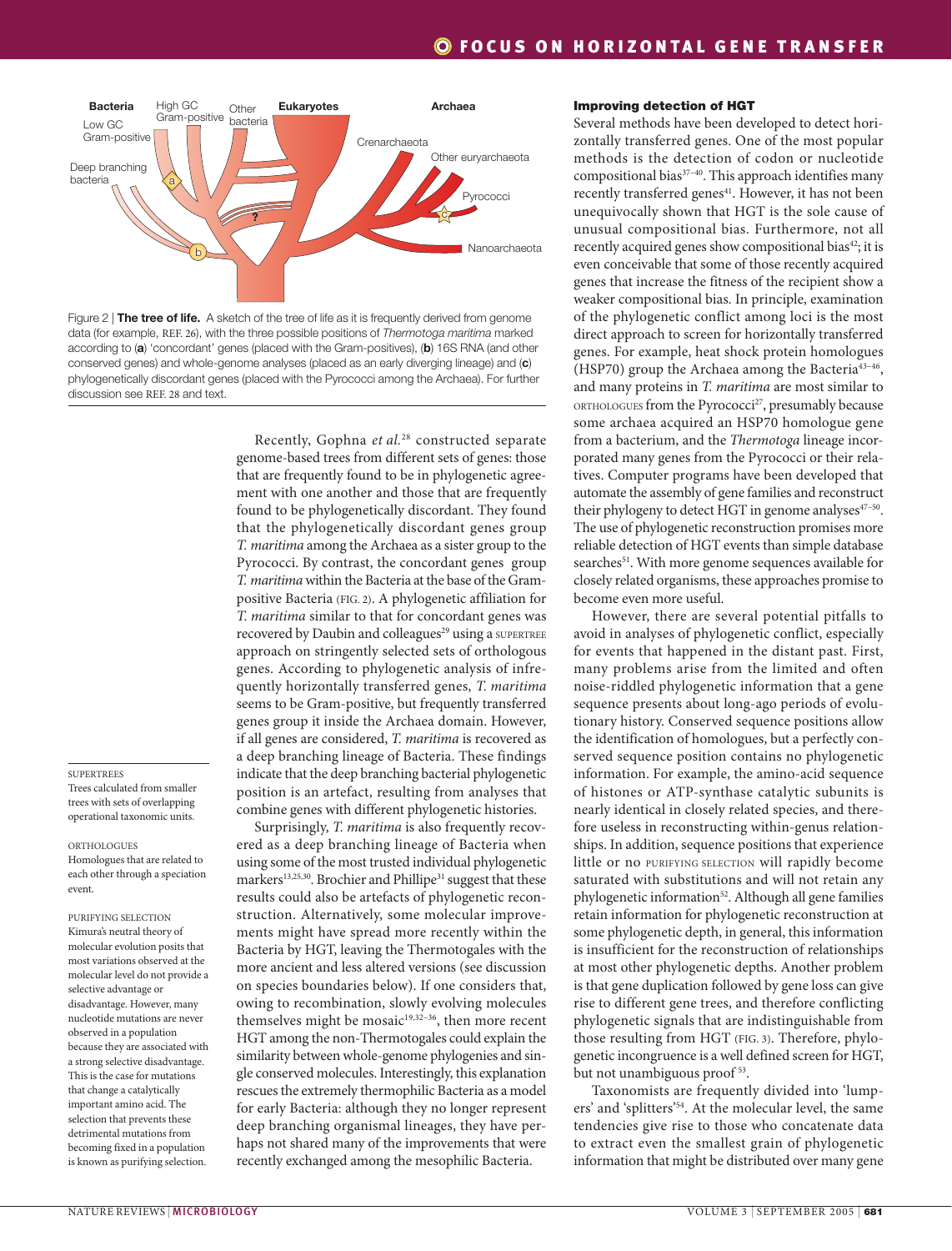Bacteria
Low GC Gram-positive
High GC Gram-positive
Other bacteria
Eukaryotes
Archaea
Crenarchaeota
Other euryarchaeota
Pyrococci
Nanoarchaeota
Deep branching bacteria
a
b
c
?

Figure 2 | **The tree of life.** A sketch of the tree of life as it is frequently derived from genome data (for example, REF. 26), with the three possible positions of *Thermotoga maritima* marked according to (**a**) 'concordant' genes (placed with the Gram-positives), (**b**) 16S RNA (and other conserved genes) and whole-genome analyses (placed as an early diverging lineage) and (**c**) phylogenetically discordant genes (placed with the Pyrococci among the Archaea). For further discussion see REF. 28 and text.

Recently, Gophna *et al.*[28] constructed separate genome-based trees from different sets of genes: those that are frequently found to be in phylogenetic agreement with one another and those that are frequently found to be phylogenetically discordant. They found that the phylogenetically discordant genes group *T. maritima* among the Archaea as a sister group to the Pyrococci. By contrast, the concordant genes group *T. maritima* within the Bacteria at the base of the Gram-positive Bacteria (FIG. 2). A phylogenetic affiliation for *T. maritima* similar to that for concordant genes was recovered by Daubin and colleagues[29] using a SUPERTREE approach on stringently selected sets of orthologous genes. According to phylogenetic analysis of infrequently horizontally transferred genes, *T. maritima* seems to be Gram-positive, but frequently transferred genes group it inside the Archaea domain. However, if all genes are considered, *T. maritima* is recovered as a deep branching lineage of Bacteria. These findings indicate that the deep branching bacterial phylogenetic position is an artefact, resulting from analyses that combine genes with different phylogenetic histories.

Surprisingly, *T. maritima* is also frequently recovered as a deep branching lineage of Bacteria when using some of the most trusted individual phylogenetic markers[13,25,30]. Brochier and Phillipe[31] suggest that these results could also be artefacts of phylogenetic reconstruction. Alternatively, some molecular improvements might have spread more recently within the Bacteria by HGT, leaving the Thermotogales with the more ancient and less altered versions (see discussion on species boundaries below). If one considers that, owing to recombination, slowly evolving molecules themselves might be mosaic[19,32–36], then more recent HGT among the non-Thermotogales could explain the similarity between whole-genome phylogenies and single conserved molecules. Interestingly, this explanation rescues the extremely thermophilic Bacteria as a model for early Bacteria: although they no longer represent deep branching organismal lineages, they have perhaps not shared many of the improvements that were recently exchanged among the mesophilic Bacteria.

SUPERTREES
Trees calculated from smaller trees with sets of overlapping operational taxonomic units.

ORTHOLOGUES
Homologues that are related to each other through a speciation event.

PURIFYING SELECTION
Kimura's neutral theory of molecular evolution posits that most variations observed at the molecular level do not provide a selective advantage or disadvantage. However, many nucleotide mutations are never observed in a population because they are associated with a strong selective disadvantage. This is the case for mutations that change a catalytically important amino acid. The selection that prevents these detrimental mutations from becoming fixed in a population is known as purifying selection.

### Improving detection of HGT

Several methods have been developed to detect horizontally transferred genes. One of the most popular methods is the detection of codon or nucleotide compositional bias[37–40]. This approach identifies many recently transferred genes[41]. However, it has not been unequivocally shown that HGT is the sole cause of unusual compositional bias. Furthermore, not all recently acquired genes show compositional bias[42]; it is even conceivable that some of those recently acquired genes that increase the fitness of the recipient show a weaker compositional bias. In principle, examination of the phylogenetic conflict among loci is the most direct approach to screen for horizontally transferred genes. For example, heat shock protein homologues (HSP70) group the Archaea among the Bacteria[43–46], and many proteins in *T. maritima* are most similar to ORTHOLOGUES from the Pyrococci[27], presumably because some archaea acquired an HSP70 homologue gene from a bacterium, and the *Thermotoga* lineage incorporated many genes from the Pyrococci or their relatives. Computer programs have been developed that automate the assembly of gene families and reconstruct their phylogeny to detect HGT in genome analyses[47–50]. The use of phylogenetic reconstruction promises more reliable detection of HGT events than simple database searches[51]. With more genome sequences available for closely related organisms, these approaches promise to become even more useful.

However, there are several potential pitfalls to avoid in analyses of phylogenetic conflict, especially for events that happened in the distant past. First, many problems arise from the limited and often noise-riddled phylogenetic information that a gene sequence presents about long-ago periods of evolutionary history. Conserved sequence positions allow the identification of homologues, but a perfectly conserved sequence position contains no phylogenetic information. For example, the amino-acid sequence of histones or ATP-synthase catalytic subunits is nearly identical in closely related species, and therefore useless in reconstructing within-genus relationships. In addition, sequence positions that experience little or no PURIFYING SELECTION will rapidly become saturated with substitutions and will not retain any phylogenetic information[52]. Although all gene families retain information for phylogenetic reconstruction at some phylogenetic depth, in general, this information is insufficient for the reconstruction of relationships at most other phylogenetic depths. Another problem is that gene duplication followed by gene loss can give rise to different gene trees, and therefore conflicting phylogenetic signals that are indistinguishable from those resulting from HGT (FIG. 3). Therefore, phylogenetic incongruence is a well defined screen for HGT, but not unambiguous proof[53].

Taxonomists are frequently divided into 'lumpers' and 'splitters'[54]. At the molecular level, the same tendencies give rise to those who concatenate data to extract even the smallest grain of phylogenetic information that might be distributed over many gene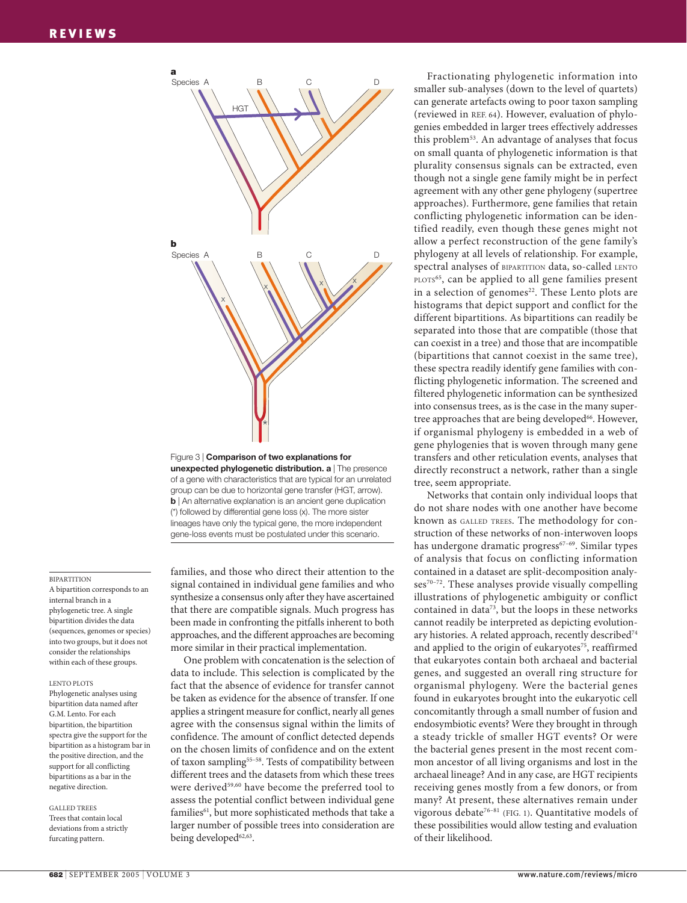a

Species A B C D

HGT

b

Species A B C D

Figure 3 | **Comparison of two explanations for unexpected phylogenetic distribution. a** | The presence of a gene with characteristics that are typical for an unrelated group can be due to horizontal gene transfer (HGT, arrow). **b** | An alternative explanation is an ancient gene duplication (*) followed by differential gene loss (x). The more sister lineages have only the typical gene, the more independent gene-loss events must be postulated under this scenario.

families, and those who direct their attention to the signal contained in individual gene families and who synthesize a consensus only after they have ascertained that there are compatible signals. Much progress has been made in confronting the pitfalls inherent to both approaches, and the different approaches are becoming more similar in their practical implementation.

One problem with concatenation is the selection of data to include. This selection is complicated by the fact that the absence of evidence for transfer cannot be taken as evidence for the absence of transfer. If one applies a stringent measure for conflict, nearly all genes agree with the consensus signal within the limits of confidence. The amount of conflict detected depends on the chosen limits of confidence and on the extent of taxon sampling[55–58]. Tests of compatibility between different trees and the datasets from which these trees were derived[59,60] have become the preferred tool to assess the potential conflict between individual gene families[61], but more sophisticated methods that take a larger number of possible trees into consideration are being developed[62,63].

Fractionating phylogenetic information into smaller sub-analyses (down to the level of quartets) can generate artefacts owing to poor taxon sampling (reviewed in REF. 64). However, evaluation of phylogenies embedded in larger trees effectively addresses this problem[53]. An advantage of analyses that focus on small quanta of phylogenetic information is that plurality consensus signals can be extracted, even though not a single gene family might be in perfect agreement with any other gene phylogeny (supertree approaches). Furthermore, gene families that retain conflicting phylogenetic information can be identified readily, even though these genes might not allow a perfect reconstruction of the gene family's phylogeny at all levels of relationship. For example, spectral analyses of BIPARTITION data, so-called LENTO PLOTS[65], can be applied to all gene families present in a selection of genomes[22]. These Lento plots are histograms that depict support and conflict for the different bipartitions. As bipartitions can readily be separated into those that are compatible (those that can coexist in a tree) and those that are incompatible (bipartitions that cannot coexist in the same tree), these spectra readily identify gene families with conflicting phylogenetic information. The screened and filtered phylogenetic information can be synthesized into consensus trees, as is the case in the many supertree approaches that are being developed[66]. However, if organismal phylogeny is embedded in a web of gene phylogenies that is woven through many gene transfers and other reticulation events, analyses that directly reconstruct a network, rather than a single tree, seem appropriate.

Networks that contain only individual loops that do not share nodes with one another have become known as GALLED TREES. The methodology for construction of these networks of non-interwoven loops has undergone dramatic progress[67–69]. Similar types of analysis that focus on conflicting information contained in a dataset are split-decomposition analyses[70–72]. These analyses provide visually compelling illustrations of phylogenetic ambiguity or conflict contained in data[73], but the loops in these networks cannot readily be interpreted as depicting evolutionary histories. A related approach, recently described[74] and applied to the origin of eukaryotes[75], reaffirmed that eukaryotes contain both archaeal and bacterial genes, and suggested an overall ring structure for organismal phylogeny. Were the bacterial genes found in eukaryotes brought into the eukaryotic cell concomitantly through a small number of fusion and endosymbiotic events? Were they brought in through a steady trickle of smaller HGT events? Or were the bacterial genes present in the most recent common ancestor of all living organisms and lost in the archaeal lineage? And in any case, are HGT recipients receiving genes mostly from a few donors, or from many? At present, these alternatives remain under vigorous debate[76–81] (FIG. 1). Quantitative models of these possibilities would allow testing and evaluation of their likelihood.

BIPARTITION
A bipartition corresponds to an internal branch in a phylogenetic tree. A single bipartition divides the data (sequences, genomes or species) into two groups, but it does not consider the relationships within each of these groups.

LENTO PLOTS
Phylogenetic analyses using bipartition data named after G.M. Lento. For each bipartition, the bipartition spectra give the support for the bipartition as a histogram bar in the positive direction, and the support for all conflicting bipartitions as a bar in the negative direction.

GALLED TREES
Trees that contain local deviations from a strictly furcating pattern.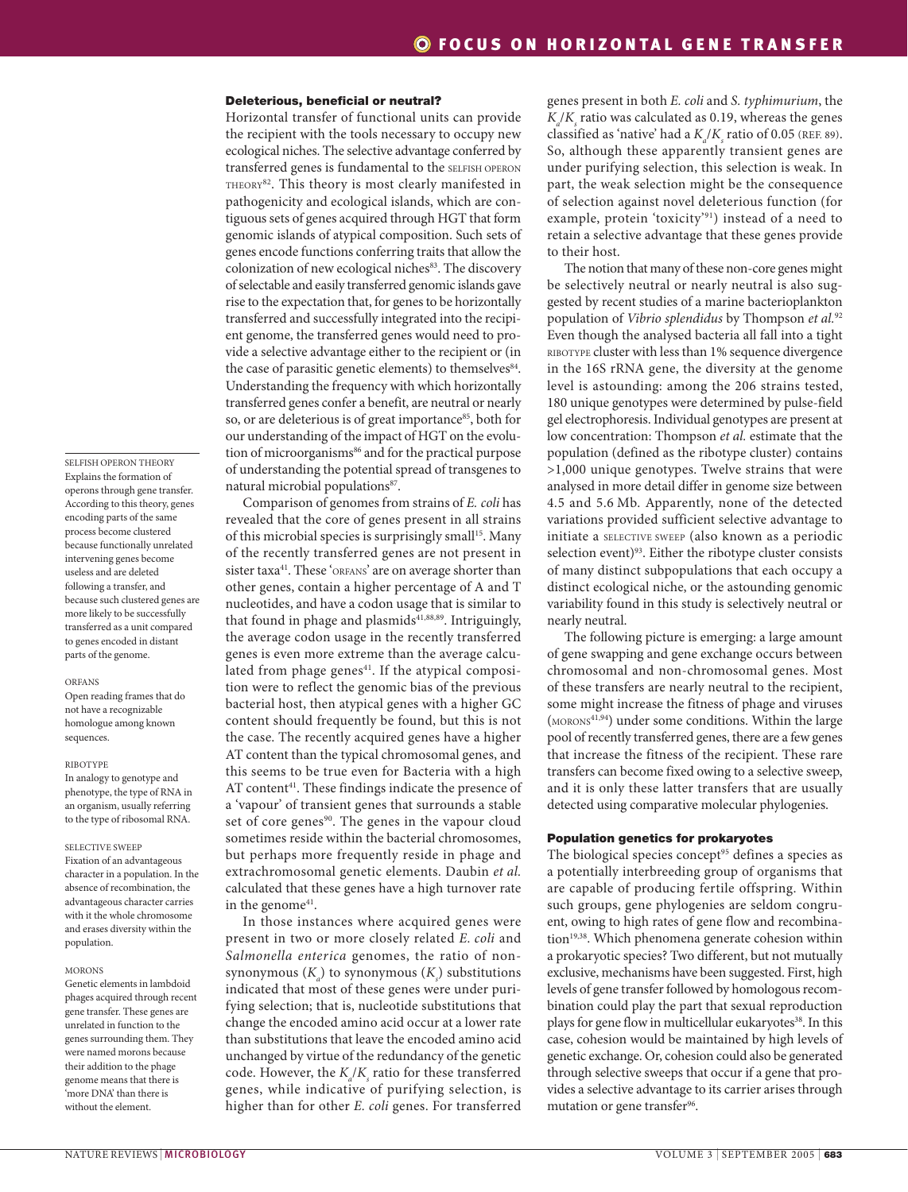### Deleterious, beneficial or neutral?

Horizontal transfer of functional units can provide the recipient with the tools necessary to occupy new ecological niches. The selective advantage conferred by transferred genes is fundamental to the SELFISH OPERON THEORY[82]. This theory is most clearly manifested in pathogenicity and ecological islands, which are contiguous sets of genes acquired through HGT that form genomic islands of atypical composition. Such sets of genes encode functions conferring traits that allow the colonization of new ecological niches[83]. The discovery of selectable and easily transferred genomic islands gave rise to the expectation that, for genes to be horizontally transferred and successfully integrated into the recipient genome, the transferred genes would need to provide a selective advantage either to the recipient or (in the case of parasitic genetic elements) to themselves[84]. Understanding the frequency with which horizontally transferred genes confer a benefit, are neutral or nearly so, or are deleterious is of great importance[85], both for our understanding of the impact of HGT on the evolution of microorganisms[86] and for the practical purpose of understanding the potential spread of transgenes to natural microbial populations[87].

Comparison of genomes from strains of *E. coli* has revealed that the core of genes present in all strains of this microbial species is surprisingly small[15]. Many of the recently transferred genes are not present in sister taxa[41]. These 'ORFANS' are on average shorter than other genes, contain a higher percentage of A and T nucleotides, and have a codon usage that is similar to that found in phage and plasmids[41,88,89]. Intriguingly, the average codon usage in the recently transferred genes is even more extreme than the average calculated from phage genes[41]. If the atypical composition were to reflect the genomic bias of the previous bacterial host, then atypical genes with a higher GC content should frequently be found, but this is not the case. The recently acquired genes have a higher AT content than the typical chromosomal genes, and this seems to be true even for Bacteria with a high AT content[41]. These findings indicate the presence of a 'vapour' of transient genes that surrounds a stable set of core genes[90]. The genes in the vapour cloud sometimes reside within the bacterial chromosomes, but perhaps more frequently reside in phage and extrachromosomal genetic elements. Daubin *et al.* calculated that these genes have a high turnover rate in the genome[41].

In those instances where acquired genes were present in two or more closely related *E. coli* and *Salmonella enterica* genomes, the ratio of non-synonymous ($K_a$) to synonymous ($K_s$) substitutions indicated that most of these genes were under purifying selection; that is, nucleotide substitutions that change the encoded amino acid occur at a lower rate than substitutions that leave the encoded amino acid unchanged by virtue of the redundancy of the genetic code. However, the $K_a/K_s$ ratio for these transferred genes, while indicative of purifying selection, is higher than for other *E. coli* genes. For transferred genes present in both *E. coli* and *S. typhimurium*, the $K_a/K_s$ ratio was calculated as 0.19, whereas the genes classified as 'native' had a $K_a/K_s$ ratio of 0.05 (REF. 89). So, although these apparently transient genes are under purifying selection, this selection is weak. In part, the weak selection might be the consequence of selection against novel deleterious function (for example, protein 'toxicity'[91]) instead of a need to retain a selective advantage that these genes provide to their host.

The notion that many of these non-core genes might be selectively neutral or nearly neutral is also suggested by recent studies of a marine bacterioplankton population of *Vibrio splendidus* by Thompson *et al.*[92] Even though the analysed bacteria all fall into a tight RIBOTYPE cluster with less than 1% sequence divergence in the 16S rRNA gene, the diversity at the genome level is astounding: among the 206 strains tested, 180 unique genotypes were determined by pulse-field gel electrophoresis. Individual genotypes are present at low concentration: Thompson *et al.* estimate that the population (defined as the ribotype cluster) contains >1,000 unique genotypes. Twelve strains that were analysed in more detail differ in genome size between 4.5 and 5.6 Mb. Apparently, none of the detected variations provided sufficient selective advantage to initiate a SELECTIVE SWEEP (also known as a periodic selection event)[93]. Either the ribotype cluster consists of many distinct subpopulations that each occupy a distinct ecological niche, or the astounding genomic variability found in this study is selectively neutral or nearly neutral.

The following picture is emerging: a large amount of gene swapping and gene exchange occurs between chromosomal and non-chromosomal genes. Most of these transfers are nearly neutral to the recipient, some might increase the fitness of phage and viruses (MORONS[41,94]) under some conditions. Within the large pool of recently transferred genes, there are a few genes that increase the fitness of the recipient. These rare transfers can become fixed owing to a selective sweep, and it is only these latter transfers that are usually detected using comparative molecular phylogenies.

### Population genetics for prokaryotes

The biological species concept[95] defines a species as a potentially interbreeding group of organisms that are capable of producing fertile offspring. Within such groups, gene phylogenies are seldom congruent, owing to high rates of gene flow and recombination[19,38]. Which phenomena generate cohesion within a prokaryotic species? Two different, but not mutually exclusive, mechanisms have been suggested. First, high levels of gene transfer followed by homologous recombination could play the part that sexual reproduction plays for gene flow in multicellular eukaryotes[38]. In this case, cohesion would be maintained by high levels of genetic exchange. Or, cohesion could also be generated through selective sweeps that occur if a gene that provides a selective advantage to its carrier arises through mutation or gene transfer[96].

---

SELFISH OPERON THEORY
Explains the formation of operons through gene transfer. According to this theory, genes encoding parts of the same process become clustered because functionally unrelated intervening genes become useless and are deleted following a transfer, and because such clustered genes are more likely to be successfully transferred as a unit compared to genes encoded in distant parts of the genome.

ORFANS
Open reading frames that do not have a recognizable homologue among known sequences.

RIBOTYPE
In analogy to genotype and phenotype, the type of RNA in an organism, usually referring to the type of ribosomal RNA.

SELECTIVE SWEEP
Fixation of an advantageous character in a population. In the absence of recombination, the advantageous character carries with it the whole chromosome and erases diversity within the population.

MORONS
Genetic elements in lambdoid phages acquired through recent gene transfer. These genes are unrelated in function to the genes surrounding them. They were named morons because their addition to the phage genome means that there is 'more DNA' than there is without the element.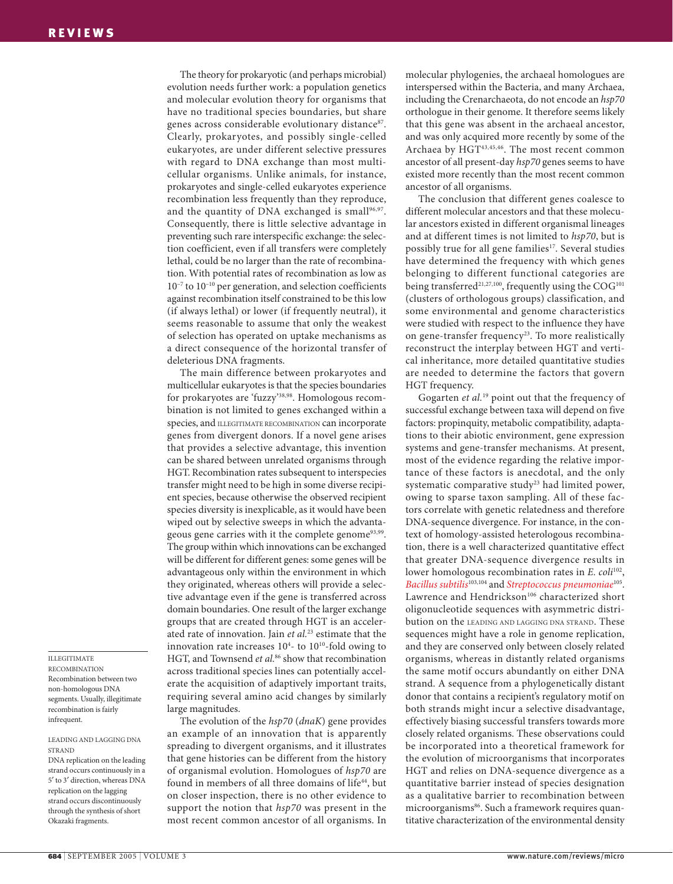The theory for prokaryotic (and perhaps microbial) evolution needs further work: a population genetics and molecular evolution theory for organisms that have no traditional species boundaries, but share genes across considerable evolutionary distance[87]. Clearly, prokaryotes, and possibly single-celled eukaryotes, are under different selective pressures with regard to DNA exchange than most multicellular organisms. Unlike animals, for instance, prokaryotes and single-celled eukaryotes experience recombination less frequently than they reproduce, and the quantity of DNA exchanged is small[96,97]. Consequently, there is little selective advantage in preventing such rare interspecific exchange: the selection coefficient, even if all transfers were completely lethal, could be no larger than the rate of recombination. With potential rates of recombination as low as $10^{-7}$ to $10^{-10}$ per generation, and selection coefficients against recombination itself constrained to be this low (if always lethal) or lower (if frequently neutral), it seems reasonable to assume that only the weakest of selection has operated on uptake mechanisms as a direct consequence of the horizontal transfer of deleterious DNA fragments.

The main difference between prokaryotes and multicellular eukaryotes is that the species boundaries for prokaryotes are 'fuzzy'[38,98]. Homologous recombination is not limited to genes exchanged within a species, and ILLEGITIMATE RECOMBINATION can incorporate genes from divergent donors. If a novel gene arises that provides a selective advantage, this invention can be shared between unrelated organisms through HGT. Recombination rates subsequent to interspecies transfer might need to be high in some diverse recipient species, because otherwise the observed recipient species diversity is inexplicable, as it would have been wiped out by selective sweeps in which the advantageous gene carries with it the complete genome[93,99]. The group within which innovations can be exchanged will be different for different genes: some genes will be advantageous only within the environment in which they originated, whereas others will provide a selective advantage even if the gene is transferred across domain boundaries. One result of the larger exchange groups that are created through HGT is an accelerated rate of innovation. Jain *et al.*[23] estimate that the innovation rate increases $10^4$- to $10^{10}$-fold owing to HGT, and Townsend *et al.*[86] show that recombination across traditional species lines can potentially accelerate the acquisition of adaptively important traits, requiring several amino acid changes by similarly large magnitudes.

The evolution of the *hsp70* (*dnaK*) gene provides an example of an innovation that is apparently spreading to divergent organisms, and it illustrates that gene histories can be different from the history of organismal evolution. Homologues of *hsp70* are found in members of all three domains of life[44], but on closer inspection, there is no other evidence to support the notion that *hsp70* was present in the most recent common ancestor of all organisms. In molecular phylogenies, the archaeal homologues are interspersed within the Bacteria, and many Archaea, including the Crenarchaeota, do not encode an *hsp70* orthologue in their genome. It therefore seems likely that this gene was absent in the archaeal ancestor, and was only acquired more recently by some of the Archaea by HGT[43,45,46]. The most recent common ancestor of all present-day *hsp70* genes seems to have existed more recently than the most recent common ancestor of all organisms.

The conclusion that different genes coalesce to different molecular ancestors and that these molecular ancestors existed in different organismal lineages and at different times is not limited to *hsp70*, but is possibly true for all gene families[17]. Several studies have determined the frequency with which genes belonging to different functional categories are being transferred[21,27,100], frequently using the COG[101] (clusters of orthologous groups) classification, and some environmental and genome characteristics were studied with respect to the influence they have on gene-transfer frequency[23]. To more realistically reconstruct the interplay between HGT and vertical inheritance, more detailed quantitative studies are needed to determine the factors that govern HGT frequency.

Gogarten *et al.*[19] point out that the frequency of successful exchange between taxa will depend on five factors: propinquity, metabolic compatibility, adaptations to their abiotic environment, gene expression systems and gene-transfer mechanisms. At present, most of the evidence regarding the relative importance of these factors is anecdotal, and the only systematic comparative study[23] had limited power, owing to sparse taxon sampling. All of these factors correlate with genetic relatedness and therefore DNA-sequence divergence. For instance, in the context of homology-assisted heterologous recombination, there is a well characterized quantitative effect that greater DNA-sequence divergence results in lower homologous recombination rates in *E. coli*[102], *Bacillus subtilis*[103,104] and *Streptococcus pneumoniae*[105]. Lawrence and Hendrickson[106] characterized short oligonucleotide sequences with asymmetric distribution on the LEADING AND LAGGING DNA STRAND. These sequences might have a role in genome replication, and they are conserved only between closely related organisms, whereas in distantly related organisms the same motif occurs abundantly on either DNA strand. A sequence from a phylogenetically distant donor that contains a recipient's regulatory motif on both strands might incur a selective disadvantage, effectively biasing successful transfers towards more closely related organisms. These observations could be incorporated into a theoretical framework for the evolution of microorganisms that incorporates HGT and relies on DNA-sequence divergence as a quantitative barrier instead of species designation as a qualitative barrier to recombination between microorganisms[86]. Such a framework requires quantitative characterization of the environmental density

ILLEGITIMATE RECOMBINATION
Recombination between two non-homologous DNA segments. Usually, illegitimate recombination is fairly infrequent.

LEADING AND LAGGING DNA STRAND
DNA replication on the leading strand occurs continuously in a 5′ to 3′ direction, whereas DNA replication on the lagging strand occurs discontinuously through the synthesis of short Okazaki fragments.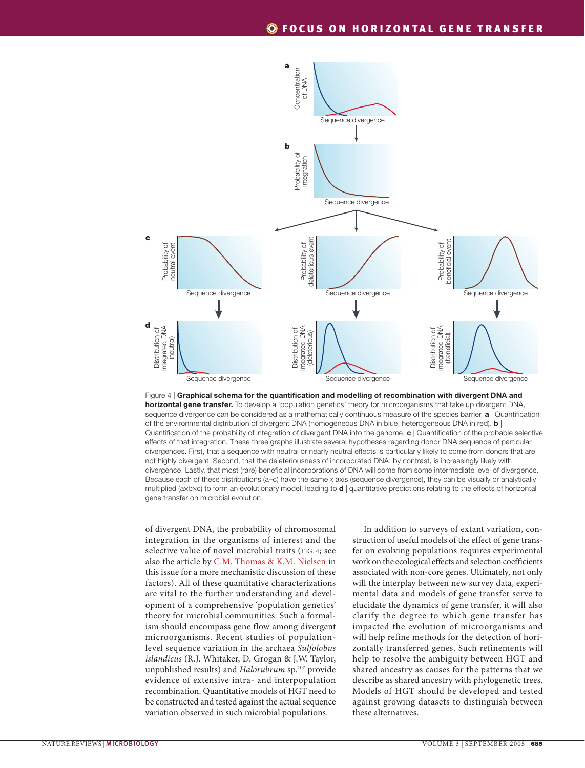a

Concentration of DNA

Sequence divergence

b

Probability of integration

Sequence divergence

c

Probability of neutral event

Sequence divergence

Probability of deleterious event

Sequence divergence

Probability of beneficial event

Sequence divergence

d

Distribution of integrated DNA (neutral)

Sequence divergence

Distribution of integrated DNA (deleterious)

Sequence divergence

Distribution of integrated DNA (beneficial)

Sequence divergence

Figure 4 | **Graphical schema for the quantification and modelling of recombination with divergent DNA and horizontal gene transfer.** To develop a 'population genetics' theory for microorganisms that take up divergent DNA, sequence divergence can be considered as a mathematically continuous measure of the species barrier. **a** | Quantification of the environmental distribution of divergent DNA (homogeneous DNA in blue, heterogeneous DNA in red). **b** | Quantification of the probability of integration of divergent DNA into the genome. **c** | Quantification of the probable selective effects of that integration. These three graphs illustrate several hypotheses regarding donor DNA sequence of particular divergences. First, that a sequence with neutral or nearly neutral effects is particularly likely to come from donors that are not highly divergent. Second, that the deleteriousness of incorporated DNA, by contrast, is increasingly likely with divergence. Lastly, that most (rare) beneficial incorporations of DNA will come from some intermediate level of divergence. Because each of these distributions (a–c) have the same *x* axis (sequence divergence), they can be visually or analytically multiplied (a×b×c) to form an evolutionary model, leading to **d** | quantitative predictions relating to the effects of horizontal gene transfer on microbial evolution.

of divergent DNA, the probability of chromosomal integration in the organisms of interest and the selective value of novel microbial traits (FIG. 4; see also the article by C.M. Thomas & K.M. Nielsen in this issue for a more mechanistic discussion of these factors). All of these quantitative characterizations are vital to the further understanding and development of a comprehensive 'population genetics' theory for microbial communities. Such a formalism should encompass gene flow among divergent microorganisms. Recent studies of population-level sequence variation in the archaea *Sulfolobus islandicus* (R.J. Whitaker, D. Grogan & J.W. Taylor, unpublished results) and *Halorubrum* sp.[107] provide evidence of extensive intra- and interpopulation recombination. Quantitative models of HGT need to be constructed and tested against the actual sequence variation observed in such microbial populations.

In addition to surveys of extant variation, construction of useful models of the effect of gene transfer on evolving populations requires experimental work on the ecological effects and selection coefficients associated with non-core genes. Ultimately, not only will the interplay between new survey data, experimental data and models of gene transfer serve to elucidate the dynamics of gene transfer, it will also clarify the degree to which gene transfer has impacted the evolution of microorganisms and will help refine methods for the detection of horizontally transferred genes. Such refinements will help to resolve the ambiguity between HGT and shared ancestry as causes for the patterns that we describe as shared ancestry with phylogenetic trees. Models of HGT should be developed and tested against growing datasets to distinguish between these alternatives.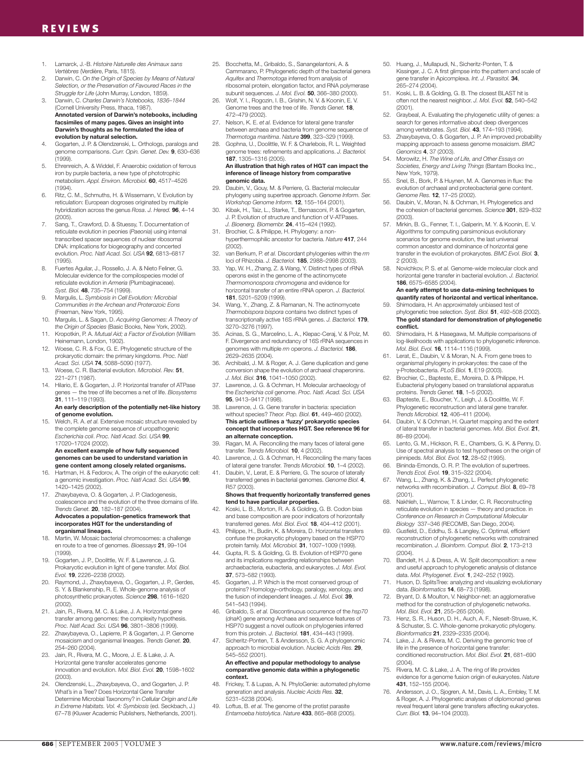1. Lamarck, J.-B. *Histoire Naturelle des Animaux sans Vertèbres* (Verdière, Paris, 1815).
2. Darwin, C. *On the Origin of Species by Means of Natural Selection, or the Preservation of Favoured Races in the Struggle for Life* (John Murray, London, 1859).
3. Darwin, C. *Charles Darwin's Notebooks, 1836–1844* (Cornell University Press, Ithaca, 1987).
   **Annotated version of Darwin's notebooks, including facsimiles of many pages. Gives an insight into Darwin's thoughts as he formulated the idea of evolution by natural selection.**
4. Gogarten, J. P. & Olendzenski, L. Orthologs, paralogs and genome comparisons. *Curr. Opin. Genet. Dev.* **9**, 630–636 (1999).
5. Ehrenreich, A. & Widdel, F. Anaerobic oxidation of ferrous iron by purple bacteria, a new type of phototrophic metabolism. *Appl. Environ. Microbiol.* **60**, 4517–4526 (1994).
6. Ritz, C. M., Schmuths, H. & Wissemann, V. Evolution by reticulation: European dogroses originated by multiple hybridization across the genus *Rosa*. *J. Hered.* **96**, 4–14 (2005).
7. Sang, T., Crawford, D. & Stuessy, T. Documentation of reticulate evolution in peonies (*Paeonia*) using internal transcribed spacer sequences of nuclear ribosomal DNA: implications for biogeography and concerted evolution. *Proc. Natl Acad. Sci. USA* **92**, 6813–6817 (1995).
8. Fuertes Aguilar, J., Rossello, J. A. & Nieto Feliner, G. Molecular evidence for the compilospecies model of reticulate evolution in *Armeria* (Plumbaginaceae). *Syst. Biol.* **48**, 735–754 (1999).
9. Margulis, L. *Symbiosis in Cell Evolution: Microbial Communities in the Archean and Proterozoic Eons* (Freeman, New York, 1995).
10. Margulis, L. & Sagan, D. *Acquiring Genomes: A Theory of the Origin of Species* (Basic Books, New York, 2002).
11. Kropotkin, P. A. *Mutual Aid; a Factor of Evolution* (William Heinemann, London, 1902).
12. Woese, C. R. & Fox, G. E. Phylogenetic structure of the prokaryotic domain: the primary kingdoms. *Proc. Natl Acad. Sci. USA* **74**, 5088–5090 (1977).
13. Woese, C. R. Bacterial evolution. *Microbiol. Rev.* **51**, 221–271 (1987).
14. Hilario, E. & Gogarten, J. P. Horizontal transfer of ATPase genes — the tree of life becomes a net of life. *Biosystems* **31**, 111–119 (1993).
    **An early description of the potentially net-like history of genome evolution.**
15. Welch, R. A. *et al.* Extensive mosaic structure revealed by the complete genome sequence of uropathogenic *Escherichia coli*. *Proc. Natl Acad. Sci. USA* **99**, 17020–17024 (2002).
    **An excellent example of how fully sequenced genomes can be used to understand variation in gene content among closely related organisms.**
16. Hartman, H. & Fedorov, A. The origin of the eukaryotic cell: a genomic investigation. *Proc. Natl Acad. Sci. USA* **99**, 1420–1425 (2002).
17. Zhaxybayeva, O. & Gogarten, J. P. Cladogenesis, coalescence and the evolution of the three domains of life. *Trends Genet.* **20**, 182–187 (2004).
    **Advocates a population-genetics framework that incorporates HGT for the understanding of organismal lineages.**
18. Martin, W. Mosaic bacterial chromosomes: a challenge en route to a tree of genomes. *Bioessays* **21**, 99–104 (1999).
19. Gogarten, J. P., Doolittle, W. F. & Lawrence, J. G. Prokaryotic evolution in light of gene transfer. *Mol. Biol. Evol.* **19**, 2226–2238 (2002).
20. Raymond, J., Zhaxybayeva, O., Gogarten, J. P., Gerdes, S. Y. & Blankenship, R. E. Whole-genome analysis of photosynthetic prokaryotes. *Science* **298**, 1616–1620 (2002).
21. Jain, R., Rivera, M. C. & Lake, J. A. Horizontal gene transfer among genomes: the complexity hypothesis. *Proc. Natl Acad. Sci. USA* **96**, 3801–3806 (1999).
22. Zhaxybayeva, O., Lapierre, P. & Gogarten, J. P. Genome mosaicism and organismal lineages. *Trends Genet.* **20**, 254–260 (2004).
23. Jain, R., Rivera, M. C., Moore, J. E. & Lake, J. A. Horizontal gene transfer accelerates genome innovation and evolution. *Mol. Biol. Evol.* **20**, 1598–1602 (2003).
24. Olendzenski, L., Zhaxybayeva, O., and Gogarten, J. P. What's in a Tree? Does Horizontal Gene Transfer Determine Microbial Taxonomy? in *Cellular Origin and Life in Extreme Habitats. Vol. 4: Symbiosis* (ed. Seckbach, J.) 67–78 (Kluwer Academic Publishers, Netherlands, 2001).
25. Bocchetta, M., Gribaldo, S., Sanangelantoni, A. & Cammarano, P. Phylogenetic depth of the bacterial genera *Aquifex* and *Thermotoga* inferred from analysis of ribosomal protein, elongation factor, and RNA polymerase subunit sequences. *J. Mol. Evol.* **50**, 366–380 (2000).
26. Wolf, Y. I., Rogozin, I. B., Grishin, N. V. & Koonin, E. V. Genome trees and the tree of life. *Trends Genet.* **18**, 472–479 (2002).
27. Nelson, K. E. *et al.* Evidence for lateral gene transfer between archaea and bacteria from genome sequence of *Thermotoga maritima*. *Nature* **399**, 323–329 (1999).
28. Gophna, U., Doolittle, W. F. & Charlebois, R. L. Weighted genome trees: refinements and applications. *J. Bacteriol.* **187**, 1305–1316 (2005).
    **An illustration that high rates of HGT can impact the inference of lineage history from comparative genomic data.**
29. Daubin, V., Gouy, M. & Perriere, G. Bacterial molecular phylogeny using supertree approach. *Genome Inform. Ser. Workshop Genome Inform.* **12**, 155–164 (2001).
30. Kibak, H., Taiz, L., Starke, T., Bernasconi, P. & Gogarten, J. P. Evolution of structure and function of V-ATPases. *J. Bioenerg. Biomembr.* **24**, 415–424 (1992).
31. Brochier, C. & Philippe, H. Phylogeny: a non-hyperthermophilic ancestor for bacteria. *Nature* **417**, 244 (2002).
32. van Berkum, P. *et al.* Discordant phylogenies within the *rrn* loci of Rhizobia. *J. Bacteriol.* **185**, 2988–2998 (2003).
33. Yap, W. H., Zhang, Z. & Wang, Y. Distinct types of rRNA operons exist in the genome of the actinomycete *Thermomonospora chromogena* and evidence for horizontal transfer of an entire rRNA operon. *J. Bacteriol.* **181**, 5201–5209 (1999).
34. Wang, Y., Zhang, Z. & Ramanan, N. The actinomycete *Thermobispora bispora* contains two distinct types of transcriptionally active 16S rRNA genes. *J. Bacteriol.* **179**, 3270–3276 (1997).
35. Acinas, S. G., Marcelino, L. A., Klepac-Ceraj, V. & Polz, M. F. Divergence and redundancy of 16S rRNA sequences in genomes with multiple *rrn* operons. *J. Bacteriol.* **186**, 2629–2635 (2004).
36. Archibald, J. M. & Roger, A. J. Gene duplication and gene conversion shape the evolution of archaeal chaperonins. *J. Mol. Biol.* **316**, 1041–1050 (2002).
37. Lawrence, J. G. & Ochman, H. Molecular archaeology of the *Escherichia coli* genome. *Proc. Natl. Acad. Sci. USA* **95**, 9413–9417 (1998).
38. Lawrence, J. G. Gene transfer in bacteria: speciation without species? *Theor. Pop. Biol.* **61**, 449–460 (2002).
    **This article outlines a 'fuzzy' prokaryotic species concept that incorporates HGT. See reference 96 for an alternate conception.**
39. Ragan, M. A. Reconciling the many faces of lateral gene transfer. *Trends Microbiol.* **10**, 4 (2002).
40. Lawrence, J. G. & Ochman, H. Reconciling the many faces of lateral gene transfer. *Trends Microbiol.* **10**, 1–4 (2002).
41. Daubin, V., Lerat, E. & Perriere, G. The source of laterally transferred genes in bacterial genomes. *Genome Biol.* **4**, R57 (2003).
    **Shows that frequently horizontally transferred genes tend to have particular properties.**
42. Koski, L. B., Morton, R. A. & Golding, G. B. Codon bias and base composition are poor indicators of horizontally transferred genes. *Mol. Biol. Evol.* **18**, 404–412 (2001).
43. Philippe, H., Budin, K. & Moreira, D. Horizontal transfers confuse the prokaryotic phylogeny based on the HSP70 protein family. *Mol. Microbiol.* **31**, 1007–1009 (1999).
44. Gupta, R. S. & Golding, G. B. Evolution of HSP70 gene and its implications regarding relationships between archaebacteria, eubacteria, and eukaryotes. *J. Mol. Evol.* **37**, 573–582 (1993).
45. Gogarten, J. P. Which is the most conserved group of proteins? Homology–orthology, paralogy, xenology, and the fusion of independent lineages. *J. Mol. Evol.* **39**, 541–543 (1994).
46. Gribaldo, S. *et al.* Discontinuous occurrence of the *hsp70* (*dnaK*) gene among Archaea and sequence features of HSP70 suggest a novel outlook on phylogenies inferred from this protein. *J. Bacteriol.* **181**, 434–443 (1999).
47. Sicheritz-Ponten, T. & Andersson, S. G. A phylogenomic approach to microbial evolution. *Nucleic Acids Res.* **29**, 545–552 (2001).
    **An effective and popular methodology to analyse comparative genomic data within a phylogenetic context.**
48. Frickey, T. & Lupas, A. N. PhyloGenie: automated phylome generation and analysis. *Nucleic Acids Res.* **32**, 5231–5238 (2004).
49. Loftus, B. *et al.* The genome of the protist parasite *Entamoeba histolytica*. *Nature* **433**, 865–868 (2005).
50. Huang, J., Mullapudi, N., Sicheritz-Ponten, T. & Kissinger, J. C. A first glimpse into the pattern and scale of gene transfer in Apicomplexa. *Int. J. Parasitol.* **34**, 265–274 (2004).
51. Koski, L. B. & Golding, G. B. The closest BLAST hit is often not the nearest neighbor. *J. Mol. Evol.* **52**, 540–542 (2001).
52. Graybeal, A. Evaluating the phylogenetic utility of genes: a search for genes informative about deep divergences among vertebrates. *Syst. Biol.* **43**, 174–193 (1994).
53. Zhaxybayeva, O. & Gogarten, J. P. An improved probability mapping approach to assess genome mosaicism. *BMC Genomics* **4**, 37 (2003).
54. Morowitz, H. *The Wine of Life, and Other Essays on Societies, Energy and Living Things* (Bantam Books Inc., New York, 1979).
55. Snel, B., Bork, P. & Huynen, M. A. Genomes in flux: the evolution of archaeal and proteobacterial gene content. *Genome Res.* **12**, 17–25 (2002).
56. Daubin, V., Moran, N. & Ochman, H. Phylogenetics and the cohesion of bacterial genomes. *Science* **301**, 829–832 (2003).
57. Mirkin, B. G., Fenner, T. I., Galperin, M. Y. & Koonin, E. V. Algorithms for computing parsimonious evolutionary scenarios for genome evolution, the last universal common ancestor and dominance of horizontal gene transfer in the evolution of prokaryotes. *BMC Evol. Biol.* **3**, 2 (2003).
58. Novichkov, P. S. *et al.* Genome-wide molecular clock and horizontal gene transfer in bacterial evolution. *J. Bacteriol.* **186**, 6575–6585 (2004).
    **An early attempt to use data-mining techniques to quantify rates of horizontal and vertical inheritance.**
59. Shimodaira, H. An approximately unbiased test of phylogenetic tree selection. *Syst. Biol.* **51**, 492–508 (2002).
    **The gold standard for demonstration of phylogenetic conflict.**
60. Shimodaira, H. & Hasegawa, M. Multiple comparisons of log-likelihoods with applications to phylogenetic inference. *Mol. Biol. Evol.* **16**, 1114–1116 (1999).
61. Lerat, E., Daubin, V. & Moran, N. A. From gene trees to organismal phylogeny in prokaryotes: the case of the γ-Proteobacteria. *PLoS Biol.* **1**, E19 (2003).
62. Brochier, C., Bapteste, E., Moreira, D. & Philippe, H. Eubacterial phylogeny based on translational apparatus proteins. *Trends Genet.* **18**, 1–5 (2002).
63. Bapteste, E., Boucher, Y., Leigh, J. & Doolittle, W. F. Phylogenetic reconstruction and lateral gene transfer. *Trends Microbiol.* **12**, 406–411 (2004).
64. Daubin, V. & Ochman, H. Quartet mapping and the extent of lateral transfer in bacterial genomes. *Mol. Biol. Evol.* **21**, 86–89 (2004).
65. Lento, G. M., Hickson, R. E., Chambers, G. K. & Penny, D. Use of spectral analysis to test hypotheses on the origin of pinnipeds. *Mol. Biol. Evol.* **12**, 28–52 (1995).
66. Bininda-Emonds, O. R. P. The evolution of supertrees. *Trends Ecol. Evol.* **19**, 315–322 (2004).
67. Wang, L., Zhang, K. & Zhang, L. Perfect phylogenetic networks with recombination. *J. Comput. Biol.* **8**, 69–78 (2001).
68. Nakhleh, L., Warnow, T. & Linder, C. R. Reconstructing reticulate evolution in species — theory and practice. in *Conference on Research in Computational Molecular Biology* 337–346 (RECOMB, San Diego, 2004).
69. Gusfield, D., Eddhu, S. & Langley, C. Optimal, efficient reconstruction of phylogenetic networks with constrained recombination. *J. Bioinform. Comput. Biol.* **2**, 173–213 (2004).
70. Bandelt, H. J. & Dress, A. W. Split decomposition: a new and useful approach to phylogenetic analysis of distance data. *Mol. Phylogenet. Evol.* **1**, 242–252 (1992).
71. Huson, D. SplitsTree: analyzing and visualizing evolutionary data. *Bioinformatics* **14**, 68–73 (1998).
72. Bryant, D. & Moulton, V. Neighbor-net: an agglomerative method for the construction of phylogenetic networks. *Mol. Biol. Evol.* **21**, 255–265 (2004).
73. Henz, S. R., Huson, D. H., Auch, A. F., Nieselt-Struwe, K. & Schuster, S. C. Whole-genome prokaryotic phylogeny. *Bioinformatics* **21**, 2329–2335 (2004).
74. Lake, J. A. & Rivera, M. C. Deriving the genomic tree of life in the presence of horizontal gene transfer: conditioned reconstruction. *Mol. Biol. Evol.* **21**, 681–690 (2004).
75. Rivera, M. C. & Lake, J. A. The ring of life provides evidence for a genome fusion origin of eukaryotes. *Nature* **431**, 152–155 (2004).
76. Andersson, J. O., Sjogren, A. M., Davis, L. A., Embley, T. M. & Roger, A. J. Phylogenetic analyses of diplomonad genes reveal frequent lateral gene transfers affecting eukaryotes. *Curr. Biol.* **13**, 94–104 (2003).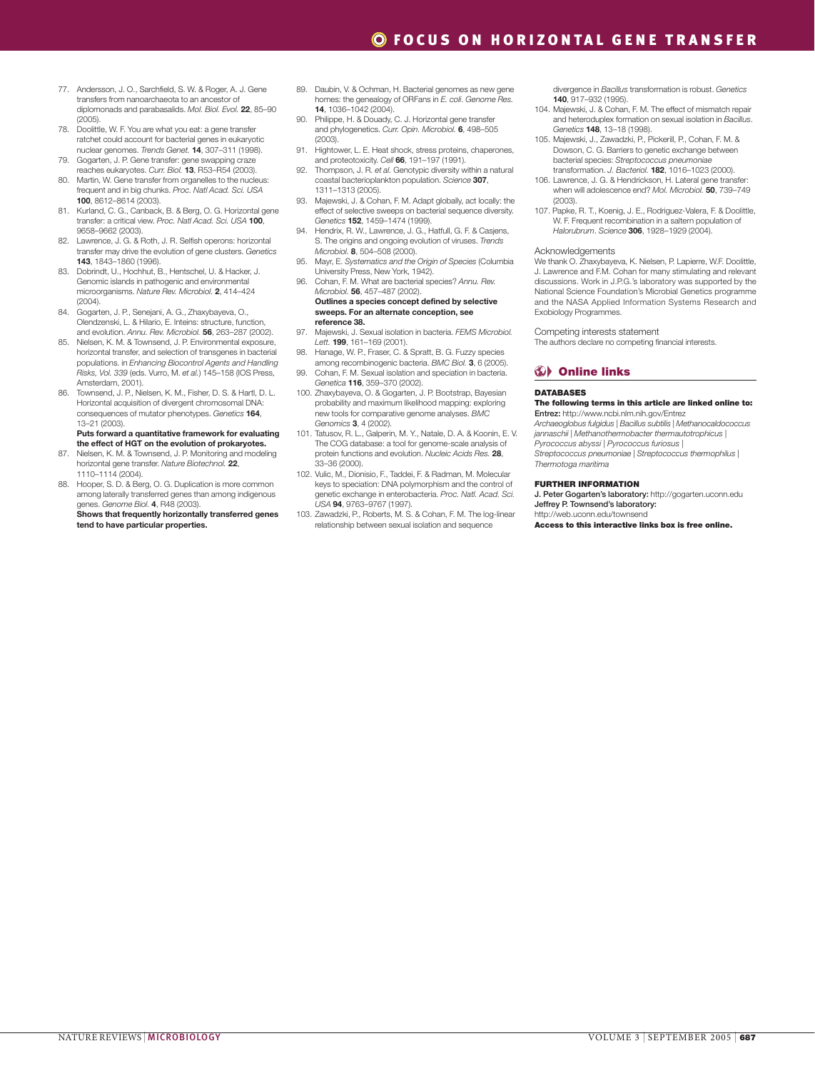77. Andersson, J. O., Sarchfield, S. W. & Roger, A. J. Gene transfers from nanoarchaeota to an ancestor of diplomonads and parabasalids. *Mol. Biol. Evol.* **22**, 85–90 (2005).
78. Doolittle, W. F. You are what you eat: a gene transfer ratchet could account for bacterial genes in eukaryotic nuclear genomes. *Trends Genet.* **14**, 307–311 (1998).
79. Gogarten, J. P. Gene transfer: gene swapping craze reaches eukaryotes. *Curr. Biol.* **13**, R53–R54 (2003).
80. Martin, W. Gene transfer from organelles to the nucleus: frequent and in big chunks. *Proc. Natl Acad. Sci. USA* **100**, 8612–8614 (2003).
81. Kurland, C. G., Canback, B. & Berg, O. G. Horizontal gene transfer: a critical view. *Proc. Natl Acad. Sci. USA* **100**, 9658–9662 (2003).
82. Lawrence, J. G. & Roth, J. R. Selfish operons: horizontal transfer may drive the evolution of gene clusters. *Genetics* **143**, 1843–1860 (1996).
83. Dobrindt, U., Hochhut, B., Hentschel, U. & Hacker, J. Genomic islands in pathogenic and environmental microorganisms. *Nature Rev. Microbiol.* **2**, 414–424 (2004).
84. Gogarten, J. P., Senejani, A. G., Zhaxybayeva, O., Olendzenski, L. & Hilario, E. Inteins: structure, function, and evolution. *Annu. Rev. Microbiol.* **56**, 263–287 (2002).
85. Nielsen, K. M. & Townsend, J. P. Environmental exposure, horizontal transfer, and selection of transgenes in bacterial populations. in *Enhancing Biocontrol Agents and Handling Risks, Vol. 339* (eds. Vurro, M. *et al.*) 145–158 (IOS Press, Amsterdam, 2001).
86. Townsend, J. P., Nielsen, K. M., Fisher, D. S. & Hartl, D. L. Horizontal acquisition of divergent chromosomal DNA: consequences of mutator phenotypes. *Genetics* **164**, 13–21 (2003).
**Puts forward a quantitative framework for evaluating the effect of HGT on the evolution of prokaryotes.**
87. Nielsen, K. M. & Townsend, J. P. Monitoring and modeling horizontal gene transfer. *Nature Biotechnol.* **22**, 1110–1114 (2004).
88. Hooper, S. D. & Berg, O. G. Duplication is more common among laterally transferred genes than among indigenous genes. *Genome Biol.* **4**, R48 (2003).
**Shows that frequently horizontally transferred genes tend to have particular properties.**
89. Daubin, V. & Ochman, H. Bacterial genomes as new gene homes: the genealogy of ORFans in *E. coli*. *Genome Res.* **14**, 1036–1042 (2004).
90. Philippe, H. & Douady, C. J. Horizontal gene transfer and phylogenetics. *Curr. Opin. Microbiol.* **6**, 498–505 (2003).
91. Hightower, L. E. Heat shock, stress proteins, chaperones, and proteotoxicity. *Cell* **66**, 191–197 (1991).
92. Thompson, J. R. *et al.* Genotypic diversity within a natural coastal bacterioplankton population. *Science* **307**, 1311–1313 (2005).
93. Majewski, J. & Cohan, F. M. Adapt globally, act locally: the effect of selective sweeps on bacterial sequence diversity. *Genetics* **152**, 1459–1474 (1999).
94. Hendrix, R. W., Lawrence, J. G., Hatfull, G. F. & Casjens, S. The origins and ongoing evolution of viruses. *Trends Microbiol.* **8**, 504–508 (2000).
95. Mayr, E. *Systematics and the Origin of Species* (Columbia University Press, New York, 1942).
96. Cohan, F. M. What are bacterial species? *Annu. Rev. Microbiol.* **56**, 457–487 (2002).
**Outlines a species concept defined by selective sweeps. For an alternate conception, see reference 38.**
97. Majewski, J. Sexual isolation in bacteria. *FEMS Microbiol. Lett.* **199**, 161–169 (2001).
98. Hanage, W. P., Fraser, C. & Spratt, B. G. Fuzzy species among recombinogenic bacteria. *BMC Biol.* **3**, 6 (2005).
99. Cohan, F. M. Sexual isolation and speciation in bacteria. *Genetica* **116**, 359–370 (2002).
100. Zhaxybayeva, O. & Gogarten, J. P. Bootstrap, Bayesian probability and maximum likelihood mapping: exploring new tools for comparative genome analyses. *BMC Genomics* **3**, 4 (2002).
101. Tatusov, R. L., Galperin, M. Y., Natale, D. A. & Koonin, E. V. The COG database: a tool for genome-scale analysis of protein functions and evolution. *Nucleic Acids Res.* **28**, 33–36 (2000).
102. Vulic, M., Dionisio, F., Taddei, F. & Radman, M. Molecular keys to speciation: DNA polymorphism and the control of genetic exchange in enterobacteria. *Proc. Natl. Acad. Sci. USA* **94**, 9763–9767 (1997).
103. Zawadzki, P., Roberts, M. S. & Cohan, F. M. The log-linear relationship between sexual isolation and sequence divergence in *Bacillus* transformation is robust. *Genetics* **140**, 917–932 (1995).
104. Majewski, J. & Cohan, F. M. The effect of mismatch repair and heteroduplex formation on sexual isolation in *Bacillus*. *Genetics* **148**, 13–18 (1998).
105. Majewski, J., Zawadzki, P., Pickerill, P., Cohan, F. M. & Dowson, C. G. Barriers to genetic exchange between bacterial species: *Streptococcus pneumoniae* transformation. *J. Bacteriol.* **182**, 1016–1023 (2000).
106. Lawrence, J. G. & Hendrickson, H. Lateral gene transfer: when will adolescence end? *Mol. Microbiol.* **50**, 739–749 (2003).
107. Papke, R. T., Koenig, J. E., Rodriguez-Valera, F. & Doolittle, W. F. Frequent recombination in a saltern population of *Halorubrum*. *Science* **306**, 1928–1929 (2004).

### Acknowledgements

We thank O. Zhaxybayeva, K. Nielsen, P. Lapierre, W.F. Doolittle, J. Lawrence and F.M. Cohan for many stimulating and relevant discussions. Work in J.P.G.'s laboratory was supported by the National Science Foundation's Microbial Genetics programme and the NASA Applied Information Systems Research and Exobiology Programmes.

### Competing interests statement

The authors declare no competing financial interests.

## Online links

### DATABASES

**The following terms in this article are linked online to:**

Entrez: http://www.ncbi.nlm.nih.gov/Entrez
*Archaeoglobus fulgidus* | *Bacillus subtilis* | *Methanocaldococcus jannaschii* | *Methanothermobacter thermautotrophicus* | *Pyrococcus abyssi* | *Pyrococcus furiosus* | *Streptococcus pneumoniae* | *Streptococcus thermophilus* | *Thermotoga maritima*

### FURTHER INFORMATION

**J. Peter Gogarten's laboratory:** http://gogarten.uconn.edu
**Jeffrey P. Townsend's laboratory:** http://web.uconn.edu/townsend
**Access to this interactive links box is free online.**